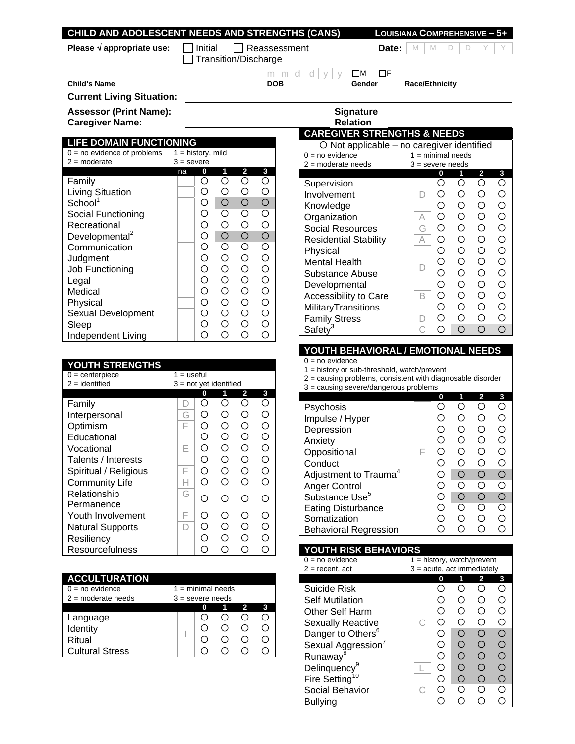# CHILD AND ADOLESCENT NEEDS AND STRENGTHS (CANS) — LOUISIANA COMPREHENSIVE – 5+

**Please √ appropriate use:** ☐ Initial ☐ Reassessment ☐ Transition/Discharge **Date:** M M D D Y Y

| Child's Name | DOB (m m d d y y) | Gender ☐M ☐F | Race/Ethnicity |
|---|---|---|---|
| | | | |

**Current Living Situation:**

**Assessor (Print Name):** **Signature**

**Caregiver Name:** **Relation**

## LIFE DOMAIN FUNCTIONING

0 = no evidence of problems 1 = history, mild
2 = moderate 3 = severe

| | na | 0 | 1 | 2 | 3 |
|---|---|---|---|---|---|
| Family | | ○ | ○ | ○ | ○ |
| Living Situation | | ○ | ○ | ○ | ○ |
| School[1] | | ○ | ○ | ○ | ○ |
| Social Functioning | | ○ | ○ | ○ | ○ |
| Recreational | | ○ | ○ | ○ | ○ |
| Developmental[2] | | ○ | ○ | ○ | ○ |
| Communication | | ○ | ○ | ○ | ○ |
| Judgment | | ○ | ○ | ○ | ○ |
| Job Functioning | | ○ | ○ | ○ | ○ |
| Legal | | ○ | ○ | ○ | ○ |
| Medical | | ○ | ○ | ○ | ○ |
| Physical | | ○ | ○ | ○ | ○ |
| Sexual Development | | ○ | ○ | ○ | ○ |
| Sleep | | ○ | ○ | ○ | ○ |
| Independent Living | | ○ | ○ | ○ | ○ |

## CAREGIVER STRENGTHS & NEEDS

○ Not applicable – no caregiver identified

0 = no evidence 1 = minimal needs
2 = moderate needs 3 = severe needs

| | | 0 | 1 | 2 | 3 |
|---|---|---|---|---|---|
| Supervision | | ○ | ○ | ○ | ○ |
| Involvement | D | ○ | ○ | ○ | ○ |
| Knowledge | | ○ | ○ | ○ | ○ |
| Organization | A | ○ | ○ | ○ | ○ |
| Social Resources | G | ○ | ○ | ○ | ○ |
| Residential Stability | A | ○ | ○ | ○ | ○ |
| Physical | | ○ | ○ | ○ | ○ |
| Mental Health | D | ○ | ○ | ○ | ○ |
| Substance Abuse | | ○ | ○ | ○ | ○ |
| Developmental | | ○ | ○ | ○ | ○ |
| Accessibility to Care | B | ○ | ○ | ○ | ○ |
| MilitaryTransitions | | ○ | ○ | ○ | ○ |
| Family Stress | D | ○ | ○ | ○ | ○ |
| Safety[3] | C | ○ | ○ | ○ | ○ |

## YOUTH STRENGTHS

0 = centerpiece 1 = useful
2 = identified 3 = not yet identified

| | | 0 | 1 | 2 | 3 |
|---|---|---|---|---|---|
| Family | D | ○ | ○ | ○ | ○ |
| Interpersonal | G | ○ | ○ | ○ | ○ |
| Optimism | F | ○ | ○ | ○ | ○ |
| Educational | | ○ | ○ | ○ | ○ |
| Vocational | E | ○ | ○ | ○ | ○ |
| Talents / Interests | | ○ | ○ | ○ | ○ |
| Spiritual / Religious | F | ○ | ○ | ○ | ○ |
| Community Life | H | ○ | ○ | ○ | ○ |
| Relationship Permanence | G | ○ | ○ | ○ | ○ |
| Youth Involvement | F | ○ | ○ | ○ | ○ |
| Natural Supports | D | ○ | ○ | ○ | ○ |
| Resiliency | | ○ | ○ | ○ | ○ |
| Resourcefulness | | ○ | ○ | ○ | ○ |

## YOUTH BEHAVIORAL / EMOTIONAL NEEDS

0 = no evidence
1 = history or sub-threshold, watch/prevent
2 = causing problems, consistent with diagnosable disorder
3 = causing severe/dangerous problems

| | | 0 | 1 | 2 | 3 |
|---|---|---|---|---|---|
| Psychosis | | ○ | ○ | ○ | ○ |
| Impulse / Hyper | | ○ | ○ | ○ | ○ |
| Depression | | ○ | ○ | ○ | ○ |
| Anxiety | | ○ | ○ | ○ | ○ |
| Oppositional | F | ○ | ○ | ○ | ○ |
| Conduct | | ○ | ○ | ○ | ○ |
| Adjustment to Trauma[4] | | ○ | ○ | ○ | ○ |
| Anger Control | | ○ | ○ | ○ | ○ |
| Substance Use[5] | | ○ | ○ | ○ | ○ |
| Eating Disturbance | | ○ | ○ | ○ | ○ |
| Somatization | | ○ | ○ | ○ | ○ |
| Behavioral Regression | | ○ | ○ | ○ | ○ |

## ACCULTURATION

0 = no evidence 1 = minimal needs
2 = moderate needs 3 = severe needs

| | | 0 | 1 | 2 | 3 |
|---|---|---|---|---|---|
| Language | I | ○ | ○ | ○ | ○ |
| Identity | | ○ | ○ | ○ | ○ |
| Ritual | | ○ | ○ | ○ | ○ |
| Cultural Stress | | ○ | ○ | ○ | ○ |

## YOUTH RISK BEHAVIORS

0 = no evidence 1 = history, watch/prevent
2 = recent, act 3 = acute, act immediately

| | | 0 | 1 | 2 | 3 |
|---|---|---|---|---|---|
| Suicide Risk | | ○ | ○ | ○ | ○ |
| Self Mutilation | | ○ | ○ | ○ | ○ |
| Other Self Harm | | ○ | ○ | ○ | ○ |
| Sexually Reactive | C | ○ | ○ | ○ | ○ |
| Danger to Others[6] | | ○ | ○ | ○ | ○ |
| Sexual Aggression[7] | | ○ | ○ | ○ | ○ |
| Runaway[8] | | ○ | ○ | ○ | ○ |
| Delinquency[9] | L | ○ | ○ | ○ | ○ |
| Fire Setting[10] | | ○ | ○ | ○ | ○ |
| Social Behavior | C | ○ | ○ | ○ | ○ |
| Bullying | | ○ | ○ | ○ | ○ |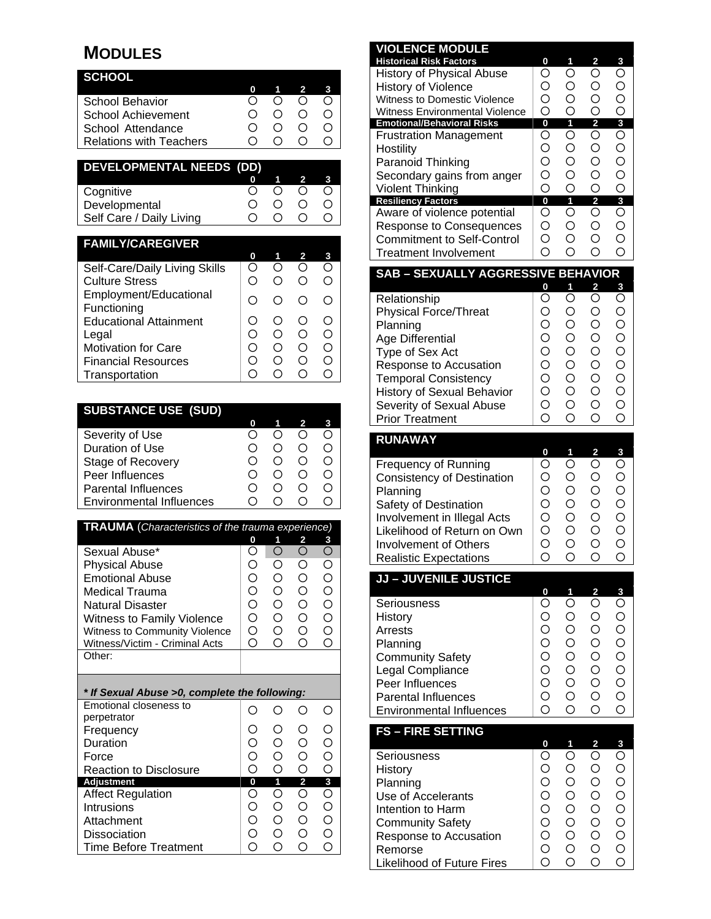# MODULES

| SCHOOL | 0 | 1 | 2 | 3 |
|---|---|---|---|---|
| School Behavior | ○ | ○ | ○ | ○ |
| School Achievement | ○ | ○ | ○ | ○ |
| School Attendance | ○ | ○ | ○ | ○ |
| Relations with Teachers | ○ | ○ | ○ | ○ |

| DEVELOPMENTAL NEEDS (DD) | 0 | 1 | 2 | 3 |
|---|---|---|---|---|
| Cognitive | ○ | ○ | ○ | ○ |
| Developmental | ○ | ○ | ○ | ○ |
| Self Care / Daily Living | ○ | ○ | ○ | ○ |

| FAMILY/CAREGIVER | 0 | 1 | 2 | 3 |
|---|---|---|---|---|
| Self-Care/Daily Living Skills | ○ | ○ | ○ | ○ |
| Culture Stress | ○ | ○ | ○ | ○ |
| Employment/Educational Functioning | ○ | ○ | ○ | ○ |
| Educational Attainment | ○ | ○ | ○ | ○ |
| Legal | ○ | ○ | ○ | ○ |
| Motivation for Care | ○ | ○ | ○ | ○ |
| Financial Resources | ○ | ○ | ○ | ○ |
| Transportation | ○ | ○ | ○ | ○ |

| SUBSTANCE USE (SUD) | 0 | 1 | 2 | 3 |
|---|---|---|---|---|
| Severity of Use | ○ | ○ | ○ | ○ |
| Duration of Use | ○ | ○ | ○ | ○ |
| Stage of Recovery | ○ | ○ | ○ | ○ |
| Peer Influences | ○ | ○ | ○ | ○ |
| Parental Influences | ○ | ○ | ○ | ○ |
| Environmental Influences | ○ | ○ | ○ | ○ |

| TRAUMA (*Characteristics of the trauma experience*) | 0 | 1 | 2 | 3 |
|---|---|---|---|---|
| Sexual Abuse* | ○ | ○ | ○ | ○ |
| Physical Abuse | ○ | ○ | ○ | ○ |
| Emotional Abuse | ○ | ○ | ○ | ○ |
| Medical Trauma | ○ | ○ | ○ | ○ |
| Natural Disaster | ○ | ○ | ○ | ○ |
| Witness to Family Violence | ○ | ○ | ○ | ○ |
| Witness to Community Violence | ○ | ○ | ○ | ○ |
| Witness/Victim - Criminal Acts | ○ | ○ | ○ | ○ |
| Other: | | | | |
| ***If Sexual Abuse >0, complete the following:** | | | | |
| Emotional closeness to perpetrator | ○ | ○ | ○ | ○ |
| Frequency | ○ | ○ | ○ | ○ |
| Duration | ○ | ○ | ○ | ○ |
| Force | ○ | ○ | ○ | ○ |
| Reaction to Disclosure | ○ | ○ | ○ | ○ |
| **Adjustment** | **0** | **1** | **2** | **3** |
| Affect Regulation | ○ | ○ | ○ | ○ |
| Intrusions | ○ | ○ | ○ | ○ |
| Attachment | ○ | ○ | ○ | ○ |
| Dissociation | ○ | ○ | ○ | ○ |
| Time Before Treatment | ○ | ○ | ○ | ○ |

| VIOLENCE MODULE<br>Historical Risk Factors | 0 | 1 | 2 | 3 |
|---|---|---|---|---|
| History of Physical Abuse | ○ | ○ | ○ | ○ |
| History of Violence | ○ | ○ | ○ | ○ |
| Witness to Domestic Violence | ○ | ○ | ○ | ○ |
| Witness Environmental Violence | ○ | ○ | ○ | ○ |
| **Emotional/Behavioral Risks** | **0** | **1** | **2** | **3** |
| Frustration Management | ○ | ○ | ○ | ○ |
| Hostility | ○ | ○ | ○ | ○ |
| Paranoid Thinking | ○ | ○ | ○ | ○ |
| Secondary gains from anger | ○ | ○ | ○ | ○ |
| Violent Thinking | ○ | ○ | ○ | ○ |
| **Resiliency Factors** | **0** | **1** | **2** | **3** |
| Aware of violence potential | ○ | ○ | ○ | ○ |
| Response to Consequences | ○ | ○ | ○ | ○ |
| Commitment to Self-Control | ○ | ○ | ○ | ○ |
| Treatment Involvement | ○ | ○ | ○ | ○ |

| SAB – SEXUALLY AGGRESSIVE BEHAVIOR | 0 | 1 | 2 | 3 |
|---|---|---|---|---|
| Relationship | ○ | ○ | ○ | ○ |
| Physical Force/Threat | ○ | ○ | ○ | ○ |
| Planning | ○ | ○ | ○ | ○ |
| Age Differential | ○ | ○ | ○ | ○ |
| Type of Sex Act | ○ | ○ | ○ | ○ |
| Response to Accusation | ○ | ○ | ○ | ○ |
| Temporal Consistency | ○ | ○ | ○ | ○ |
| History of Sexual Behavior | ○ | ○ | ○ | ○ |
| Severity of Sexual Abuse | ○ | ○ | ○ | ○ |
| Prior Treatment | ○ | ○ | ○ | ○ |

| RUNAWAY | 0 | 1 | 2 | 3 |
|---|---|---|---|---|
| Frequency of Running | ○ | ○ | ○ | ○ |
| Consistency of Destination | ○ | ○ | ○ | ○ |
| Planning | ○ | ○ | ○ | ○ |
| Safety of Destination | ○ | ○ | ○ | ○ |
| Involvement in Illegal Acts | ○ | ○ | ○ | ○ |
| Likelihood of Return on Own | ○ | ○ | ○ | ○ |
| Involvement of Others | ○ | ○ | ○ | ○ |
| Realistic Expectations | ○ | ○ | ○ | ○ |

| JJ – JUVENILE JUSTICE | 0 | 1 | 2 | 3 |
|---|---|---|---|---|
| Seriousness | ○ | ○ | ○ | ○ |
| History | ○ | ○ | ○ | ○ |
| Arrests | ○ | ○ | ○ | ○ |
| Planning | ○ | ○ | ○ | ○ |
| Community Safety | ○ | ○ | ○ | ○ |
| Legal Compliance | ○ | ○ | ○ | ○ |
| Peer Influences | ○ | ○ | ○ | ○ |
| Parental Influences | ○ | ○ | ○ | ○ |
| Environmental Influences | ○ | ○ | ○ | ○ |

| FS – FIRE SETTING | 0 | 1 | 2 | 3 |
|---|---|---|---|---|
| Seriousness | ○ | ○ | ○ | ○ |
| History | ○ | ○ | ○ | ○ |
| Planning | ○ | ○ | ○ | ○ |
| Use of Accelerants | ○ | ○ | ○ | ○ |
| Intention to Harm | ○ | ○ | ○ | ○ |
| Community Safety | ○ | ○ | ○ | ○ |
| Response to Accusation | ○ | ○ | ○ | ○ |
| Remorse | ○ | ○ | ○ | ○ |
| Likelihood of Future Fires | ○ | ○ | ○ | ○ |